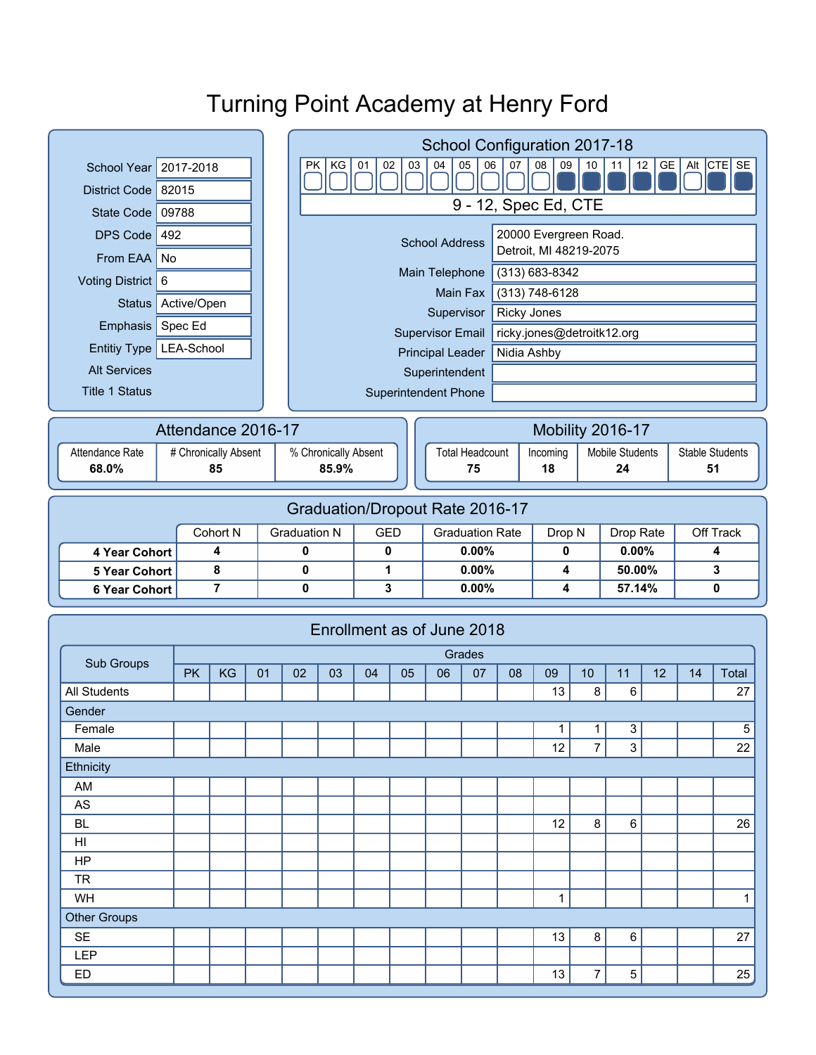# Turning Point Academy at Henry Ford

| | |
|---|---|
| School Year | 2017-2018 |
| District Code | 82015 |
| State Code | 09788 |
| DPS Code | 492 |
| From EAA | No |
| Voting District | 6 |
| Status | Active/Open |
| Emphasis | Spec Ed |
| Entitiy Type | LEA-School |
| Alt Services | |
| Title 1 Status | |

## School Configuration 2017-18

| PK | KG | 01 | 02 | 03 | 04 | 05 | 06 | 07 | 08 | 09 | 10 | 11 | 12 | GE | Alt | CTE | SE |
|---|---|---|---|---|---|---|---|---|---|---|---|---|---|---|---|---|---|
| | | | | | | | | | | ■ | ■ | ■ | ■ | ■ | | ■ | ■ |

9 - 12, Spec Ed, CTE

| | |
|---|---|
| School Address | 20000 Evergreen Road. Detroit, MI 48219-2075 |
| Main Telephone | (313) 683-8342 |
| Main Fax | (313) 748-6128 |
| Supervisor | Ricky Jones |
| Supervisor Email | ricky.jones@detroitk12.org |
| Principal Leader | Nidia Ashby |
| Superintendent | |
| Superintendent Phone | |

## Attendance 2016-17

| Attendance Rate | # Chronically Absent | % Chronically Absent |
|---|---|---|
| **68.0%** | **85** | **85.9%** |

## Mobility 2016-17

| Total Headcount | Incoming | Mobile Students | Stable Students |
|---|---|---|---|
| **75** | **18** | **24** | **51** |

## Graduation/Dropout Rate 2016-17

| | Cohort N | Graduation N | GED | Graduation Rate | Drop N | Drop Rate | Off Track |
|---|---|---|---|---|---|---|---|
| **4 Year Cohort** | **4** | **0** | **0** | **0.00%** | **0** | **0.00%** | **4** |
| **5 Year Cohort** | **8** | **0** | **1** | **0.00%** | **4** | **50.00%** | **3** |
| **6 Year Cohort** | **7** | **0** | **3** | **0.00%** | **4** | **57.14%** | **0** |

## Enrollment as of June 2018

| Sub Groups | Grades | | | | | | | | | | | | | | |
|---|---|---|---|---|---|---|---|---|---|---|---|---|---|---|---|
| | PK | KG | 01 | 02 | 03 | 04 | 05 | 06 | 07 | 08 | 09 | 10 | 11 | 12 | 14 | Total |
| All Students | | | | | | | | | | | 13 | 8 | 6 | | | 27 |
| Gender | | | | | | | | | | | | | | | | |
| Female | | | | | | | | | | | 1 | 1 | 3 | | | 5 |
| Male | | | | | | | | | | | 12 | 7 | 3 | | | 22 |
| Ethnicity | | | | | | | | | | | | | | | | |
| AM | | | | | | | | | | | | | | | | |
| AS | | | | | | | | | | | | | | | | |
| BL | | | | | | | | | | | 12 | 8 | 6 | | | 26 |
| HI | | | | | | | | | | | | | | | | |
| HP | | | | | | | | | | | | | | | | |
| TR | | | | | | | | | | | | | | | | |
| WH | | | | | | | | | | | 1 | | | | | 1 |
| Other Groups | | | | | | | | | | | | | | | | |
| SE | | | | | | | | | | | 13 | 8 | 6 | | | 27 |
| LEP | | | | | | | | | | | | | | | | |
| ED | | | | | | | | | | | 13 | 7 | 5 | | | 25 |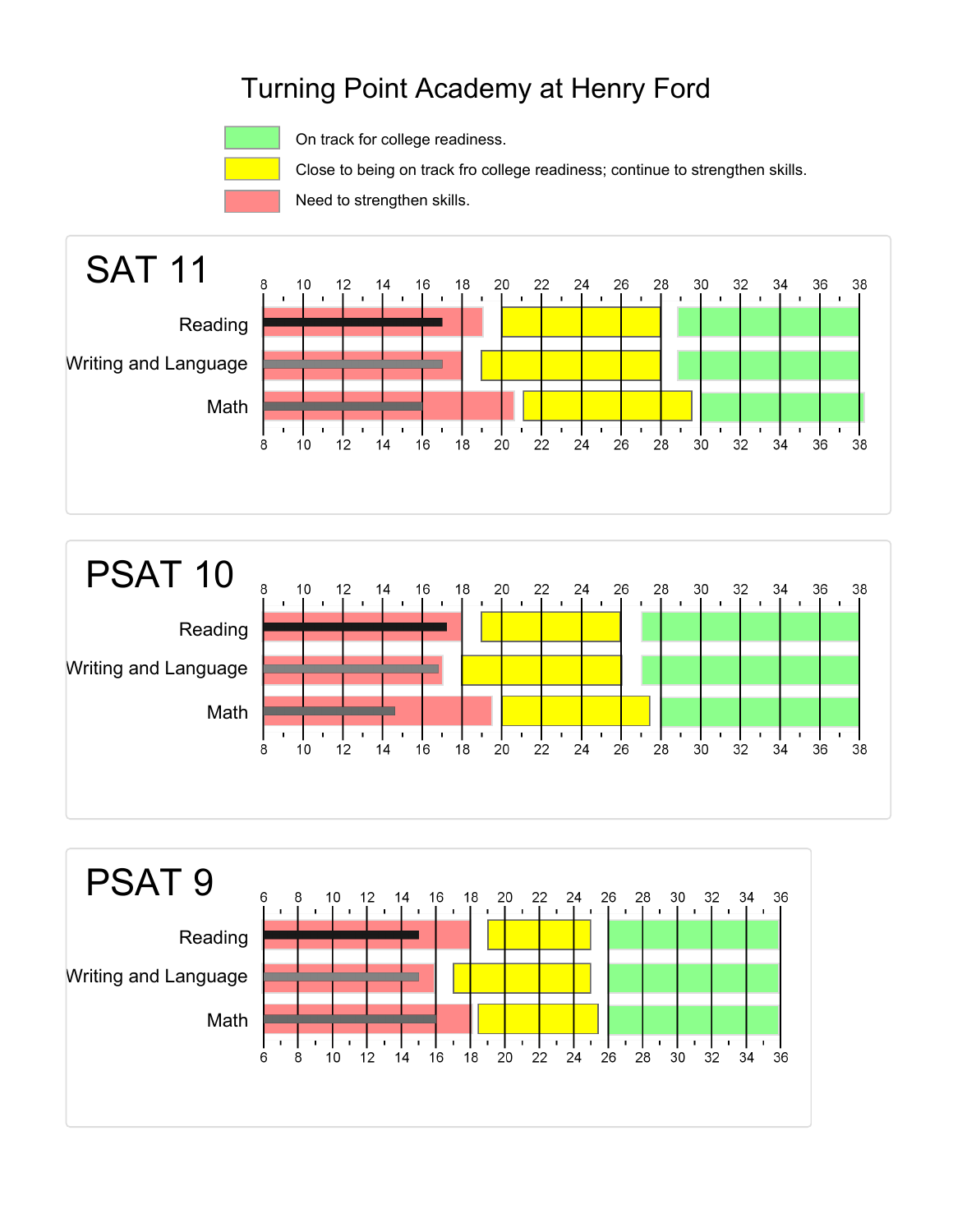# Turning Point Academy at Henry Ford

- On track for college readiness.
- Close to being on track fro college readiness; continue to strengthen skills.
- Need to strengthen skills.

## SAT 11

Reading

Writing and Language

Math

8 10 12 14 16 18 20 22 24 26 28 30 32 34 36 38

## PSAT 10

Reading

Writing and Language

Math

8 10 12 14 16 18 20 22 24 26 28 30 32 34 36 38

## PSAT 9

Reading

Writing and Language

Math

6 8 10 12 14 16 18 20 22 24 26 28 30 32 34 36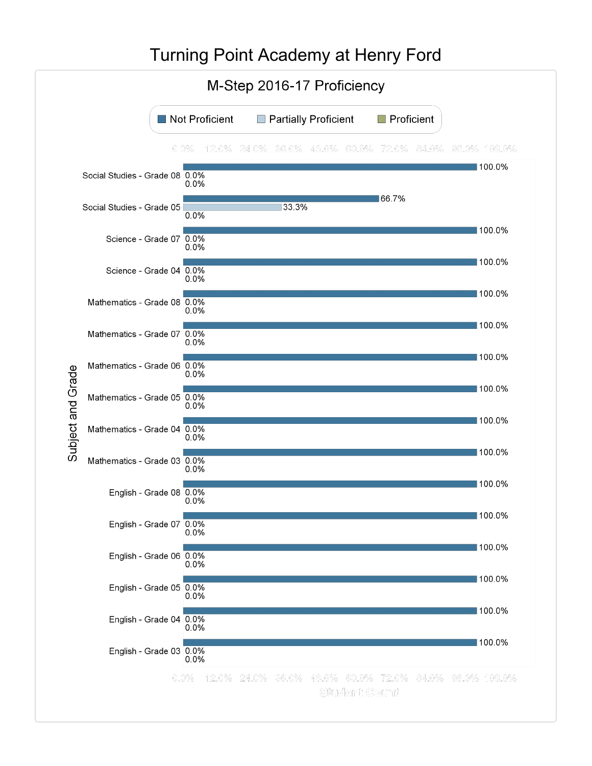# Turning Point Academy at Henry Ford

## M-Step 2016-17 Proficiency

| Subject and Grade | Not Proficient | Partially Proficient | Proficient |
| --- | --- | --- | --- |
| Social Studies - Grade 08 | 100.0% | 0.0% | 0.0% |
| Social Studies - Grade 05 | 66.7% | 33.3% | 0.0% |
| Science - Grade 07 | 100.0% | 0.0% | 0.0% |
| Science - Grade 04 | 100.0% | 0.0% | 0.0% |
| Mathematics - Grade 08 | 100.0% | 0.0% | 0.0% |
| Mathematics - Grade 07 | 100.0% | 0.0% | 0.0% |
| Mathematics - Grade 06 | 100.0% | 0.0% | 0.0% |
| Mathematics - Grade 05 | 100.0% | 0.0% | 0.0% |
| Mathematics - Grade 04 | 100.0% | 0.0% | 0.0% |
| Mathematics - Grade 03 | 100.0% | 0.0% | 0.0% |
| English - Grade 08 | 100.0% | 0.0% | 0.0% |
| English - Grade 07 | 100.0% | 0.0% | 0.0% |
| English - Grade 06 | 100.0% | 0.0% | 0.0% |
| English - Grade 05 | 100.0% | 0.0% | 0.0% |
| English - Grade 04 | 100.0% | 0.0% | 0.0% |
| English - Grade 03 | 100.0% | 0.0% | 0.0% |

Student Count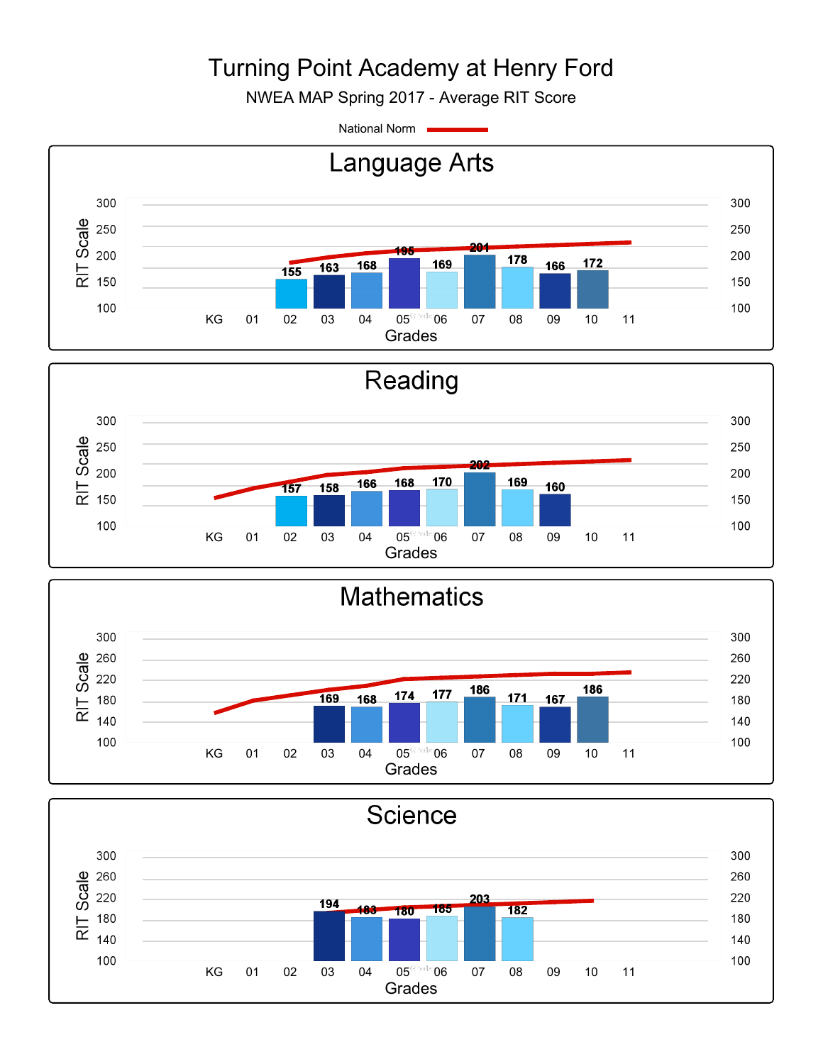# Turning Point Academy at Henry Ford

NWEA MAP Spring 2017 - Average RIT Score

National Norm

## Language Arts

| Grade | 02 | 03 | 04 | 05 | 06 | 07 | 08 | 09 | 10 |
|---|---|---|---|---|---|---|---|---|---|
| Average RIT Score | 155 | 163 | 168 | 195 | 169 | 201 | 178 | 166 | 172 |

## Reading

| Grade | 02 | 03 | 04 | 05 | 06 | 07 | 08 | 09 |
|---|---|---|---|---|---|---|---|---|
| Average RIT Score | 157 | 158 | 166 | 168 | 170 | 202 | 169 | 160 |

## Mathematics

| Grade | 03 | 04 | 05 | 06 | 07 | 08 | 09 | 10 |
|---|---|---|---|---|---|---|---|---|
| Average RIT Score | 169 | 168 | 174 | 177 | 186 | 171 | 167 | 186 |

## Science

| Grade | 03 | 04 | 05 | 06 | 07 | 08 |
|---|---|---|---|---|---|---|
| Average RIT Score | 194 | 183 | 180 | 185 | 203 | 182 |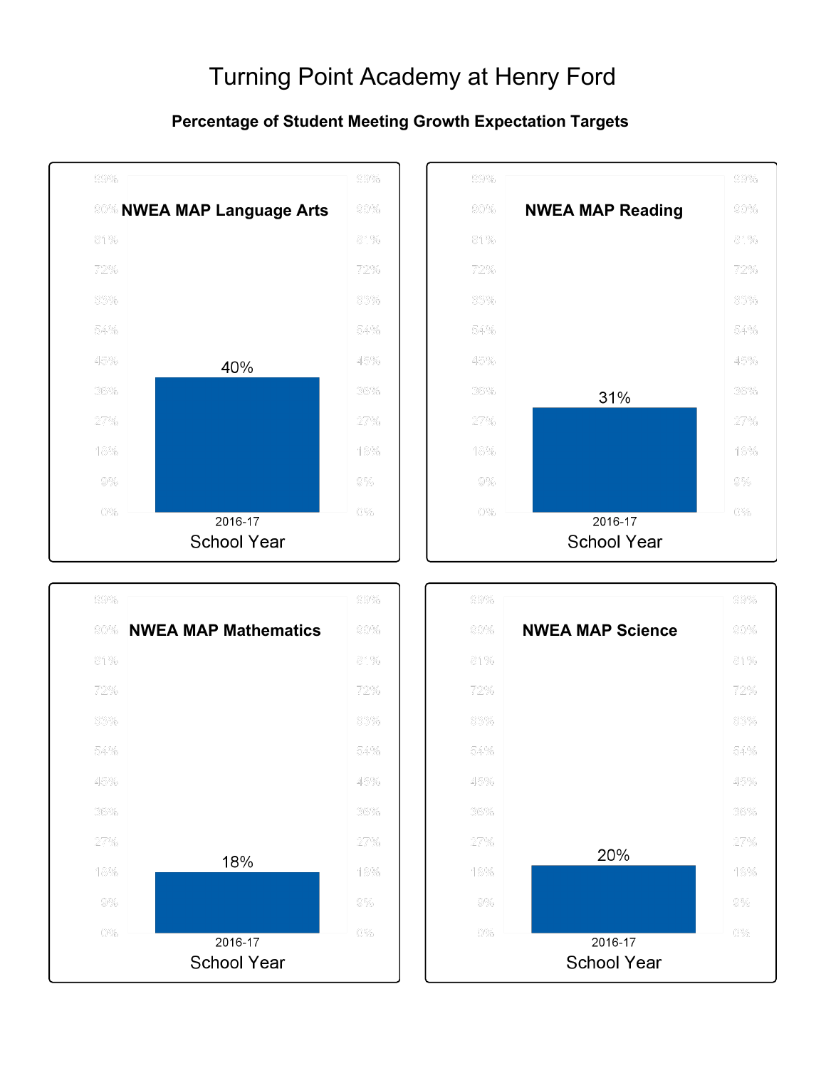# Turning Point Academy at Henry Ford

**Percentage of Student Meeting Growth Expectation Targets**

**NWEA MAP Language Arts**

40%

2016-17

School Year

**NWEA MAP Reading**

31%

2016-17

School Year

**NWEA MAP Mathematics**

18%

2016-17

School Year

**NWEA MAP Science**

20%

2016-17

School Year